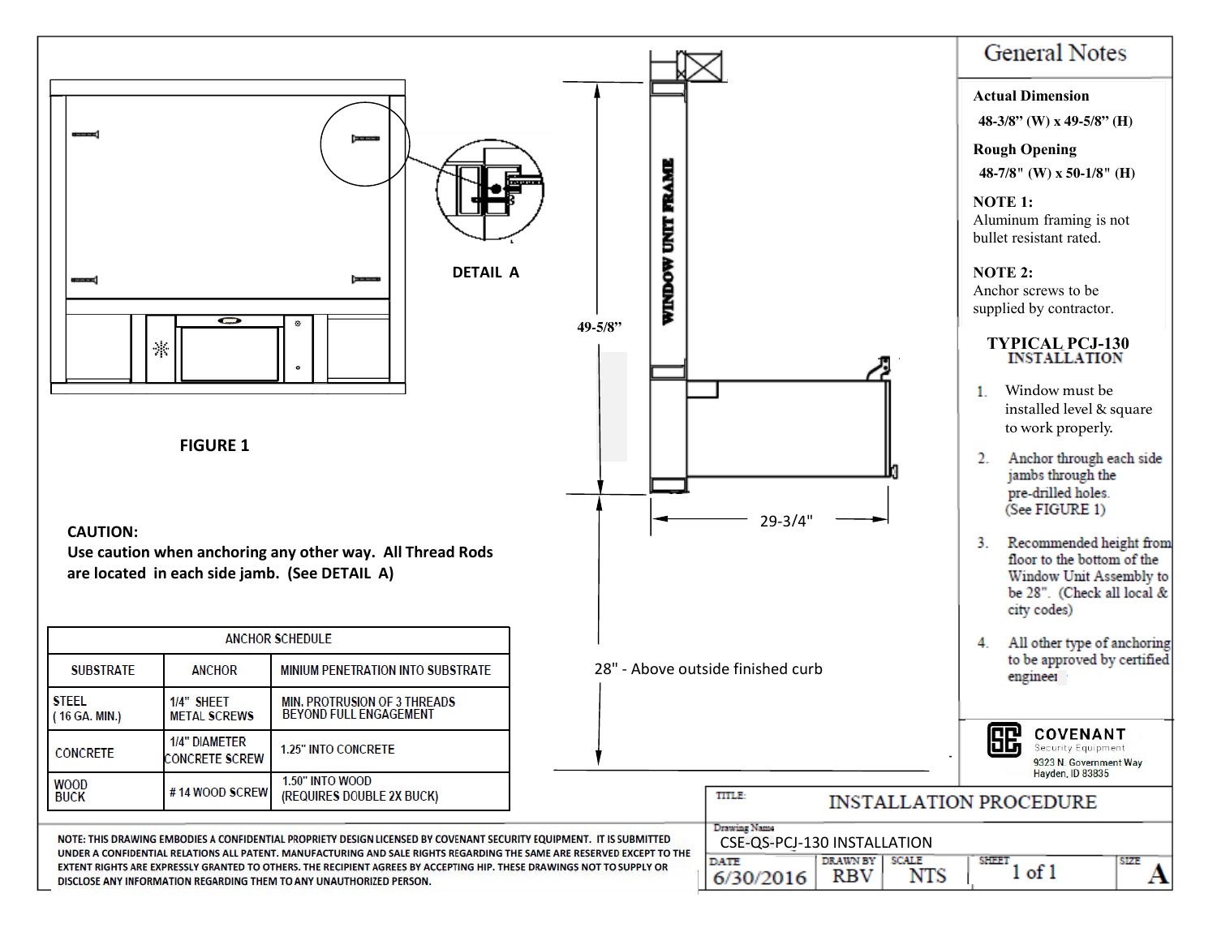FIGURE 1

DETAIL A

WINDOW UNIT FRAME

49-5/8"

29-3/4"

28" - Above outside finished curb

**CAUTION:**
**Use caution when anchoring any other way. All Thread Rods are located in each side jamb. (See DETAIL A)**

| ANCHOR SCHEDULE | | |
|---|---|---|
| SUBSTRATE | ANCHOR | MINIUM PENETRATION INTO SUBSTRATE |
| STEEL (16 GA. MIN.) | 1/4" SHEET METAL SCREWS | MIN. PROTRUSION OF 3 THREADS BEYOND FULL ENGAGEMENT |
| CONCRETE | 1/4" DIAMETER CONCRETE SCREW | 1.25" INTO CONCRETE |
| WOOD BUCK | # 14 WOOD SCREW | 1.50" INTO WOOD (REQUIRES DOUBLE 2X BUCK) |

NOTE: THIS DRAWING EMBODIES A CONFIDENTIAL PROPRIETY DESIGN LICENSED BY COVENANT SECURITY EQUIPMENT. IT IS SUBMITTED UNDER A CONFIDENTIAL RELATIONS ALL PATENT. MANUFACTURING AND SALE RIGHTS REGARDING THE SAME ARE RESERVED EXCEPT TO THE EXTENT RIGHTS ARE EXPRESSLY GRANTED TO OTHERS. THE RECIPIENT AGREES BY ACCEPTING HIP. THESE DRAWINGS NOT TO SUPPLY OR DISCLOSE ANY INFORMATION REGARDING THEM TO ANY UNAUTHORIZED PERSON.

## General Notes

**Actual Dimension**
**48-3/8" (W) x 49-5/8" (H)**

**Rough Opening**
**48-7/8" (W) x 50-1/8" (H)**

**NOTE 1:**
Aluminum framing is not bullet resistant rated.

**NOTE 2:**
Anchor screws to be supplied by contractor.

### TYPICAL PCJ-130 INSTALLATION

1. Window must be installed level & square to work properly.
2. Anchor through each side jambs through the pre-drilled holes. (See FIGURE 1)
3. Recommended height from floor to the bottom of the Window Unit Assembly to be 28". (Check all local & city codes)
4. All other type of anchoring to be approved by certified engineer

**COVENANT**
Security Equipment
9323 N. Government Way
Hayden, ID 83835

| TITLE: INSTALLATION PROCEDURE | | | | |
|---|---|---|---|---|
| Drawing Name: CSE-QS-PCJ-130 INSTALLATION | | | | |
| DATE | DRAWN BY | SCALE | SHEET | SIZE |
| 6/30/2016 | RBV | NTS | 1 of 1 | A |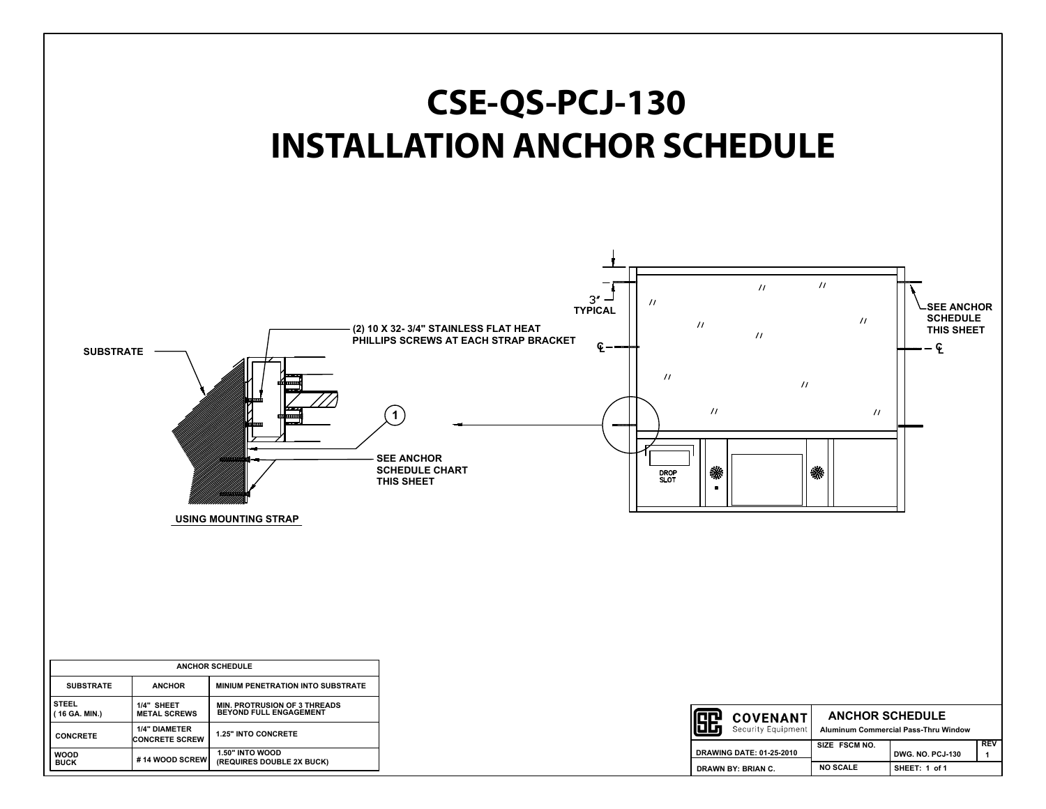# CSE-QS-PCJ-130
# INSTALLATION ANCHOR SCHEDULE

SUBSTRATE

(2) 10 X 32- 3/4" STAINLESS FLAT HEAT PHILLIPS SCREWS AT EACH STRAP BRACKET

1

SEE ANCHOR SCHEDULE CHART THIS SHEET

USING MOUNTING STRAP

3" TYPICAL

SEE ANCHOR SCHEDULE THIS SHEET

DROP SLOT

| ANCHOR SCHEDULE | | |
|---|---|---|
| SUBSTRATE | ANCHOR | MINIUM PENETRATION INTO SUBSTRATE |
| STEEL ( 16 GA. MIN.) | 1/4" SHEET METAL SCREWS | MIN. PROTRUSION OF 3 THREADS BEYOND FULL ENGAGEMENT |
| CONCRETE | 1/4" DIAMETER CONCRETE SCREW | 1.25" INTO CONCRETE |
| WOOD BUCK | # 14 WOOD SCREW | 1.50" INTO WOOD (REQUIRES DOUBLE 2X BUCK) |

| COVENANT Security Equipment | ANCHOR SCHEDULE Aluminum Commercial Pass-Thru Window | | |
|---|---|---|---|
| DRAWING DATE: 01-25-2010 | SIZE FSCM NO. | DWG. NO. PCJ-130 | REV 1 |
| DRAWN BY: BRIAN C. | NO SCALE | SHEET: 1 of 1 | |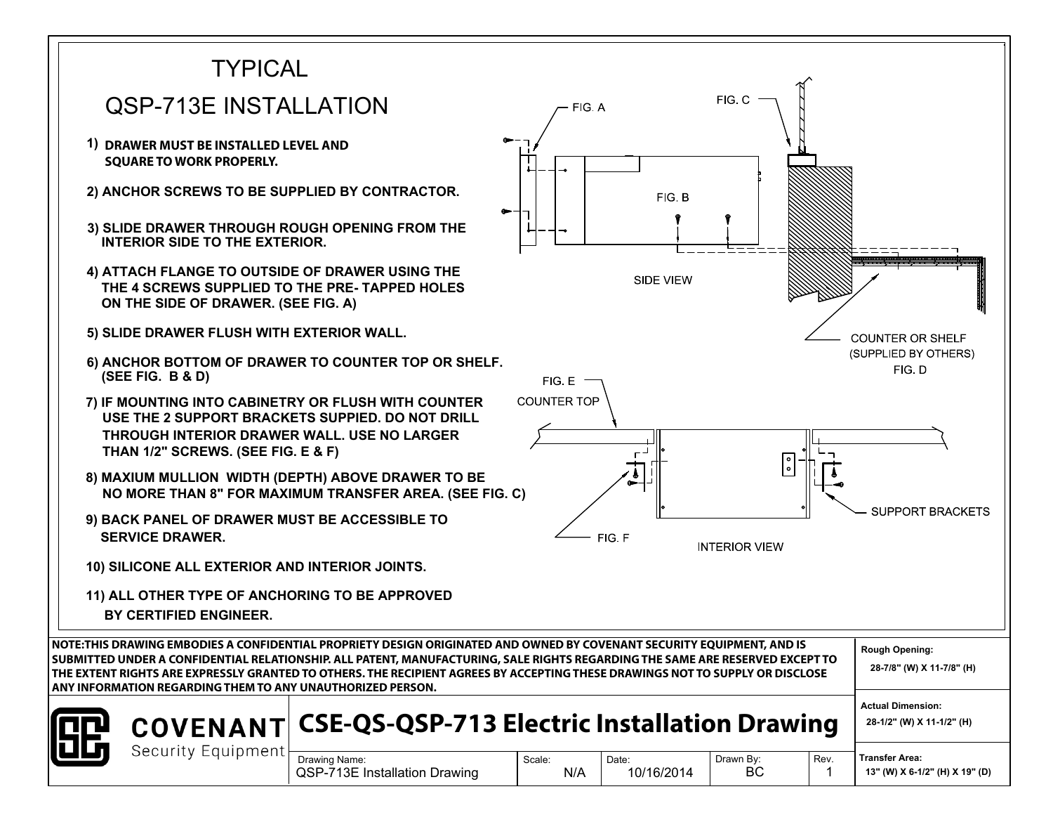# TYPICAL

# QSP-713E INSTALLATION

1) **DRAWER MUST BE INSTALLED LEVEL AND SQUARE TO WORK PROPERLY.**

2) **ANCHOR SCREWS TO BE SUPPLIED BY CONTRACTOR.**

3) **SLIDE DRAWER THROUGH ROUGH OPENING FROM THE INTERIOR SIDE TO THE EXTERIOR.**

4) **ATTACH FLANGE TO OUTSIDE OF DRAWER USING THE THE 4 SCREWS SUPPLIED TO THE PRE- TAPPED HOLES ON THE SIDE OF DRAWER. (SEE FIG. A)**

5) **SLIDE DRAWER FLUSH WITH EXTERIOR WALL.**

6) **ANCHOR BOTTOM OF DRAWER TO COUNTER TOP OR SHELF. (SEE FIG. B & D)**

7) **IF MOUNTING INTO CABINETRY OR FLUSH WITH COUNTER USE THE 2 SUPPORT BRACKETS SUPPIED. DO NOT DRILL THROUGH INTERIOR DRAWER WALL. USE NO LARGER THAN 1/2" SCREWS. (SEE FIG. E & F)**

8) **MAXIUM MULLION WIDTH (DEPTH) ABOVE DRAWER TO BE NO MORE THAN 8" FOR MAXIMUM TRANSFER AREA. (SEE FIG. C)**

9) **BACK PANEL OF DRAWER MUST BE ACCESSIBLE TO SERVICE DRAWER.**

10) **SILICONE ALL EXTERIOR AND INTERIOR JOINTS.**

11) **ALL OTHER TYPE OF ANCHORING TO BE APPROVED BY CERTIFIED ENGINEER.**

FIG. A

FIG. B

FIG. C

SIDE VIEW

COUNTER OR SHELF
(SUPPLIED BY OTHERS)
FIG. D

FIG. E
COUNTER TOP

SUPPORT BRACKETS

FIG. F

INTERIOR VIEW

**NOTE:THIS DRAWING EMBODIES A CONFIDENTIAL PROPRIETY DESIGN ORIGINATED AND OWNED BY COVENANT SECURITY EQUIPMENT, AND IS SUBMITTED UNDER A CONFIDENTIAL RELATIONSHIP. ALL PATENT, MANUFACTURING, SALE RIGHTS REGARDING THE SAME ARE RESERVED EXCEPT TO THE EXTENT RIGHTS ARE EXPRESSLY GRANTED TO OTHERS. THE RECIPIENT AGREES BY ACCEPTING THESE DRAWINGS NOT TO SUPPLY OR DISCLOSE ANY INFORMATION REGARDING THEM TO ANY UNAUTHORIZED PERSON.**

**Rough Opening:** 28-7/8" (W) X 11-7/8" (H)

**Actual Dimension:** 28-1/2" (W) X 11-1/2" (H)

**Transfer Area:** 13" (W) X 6-1/2" (H) X 19" (D)

COVENANT Security Equipment

## CSE-QS-QSP-713 Electric Installation Drawing

| Drawing Name: | Scale: | Date: | Drawn By: | Rev. |
|---|---|---|---|---|
| QSP-713E Installation Drawing | N/A | 10/16/2014 | BC | 1 |